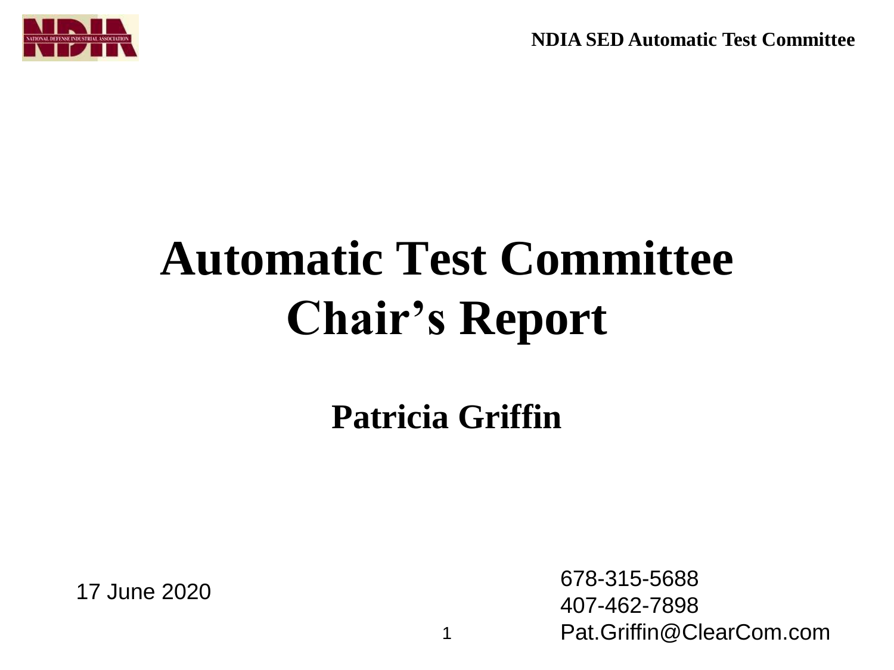# Automatic Test Committee Chair's Report

**Patricia Griffin**

17 June 2020

678-315-5688
407-462-7898
Pat.Griffin@ClearCom.com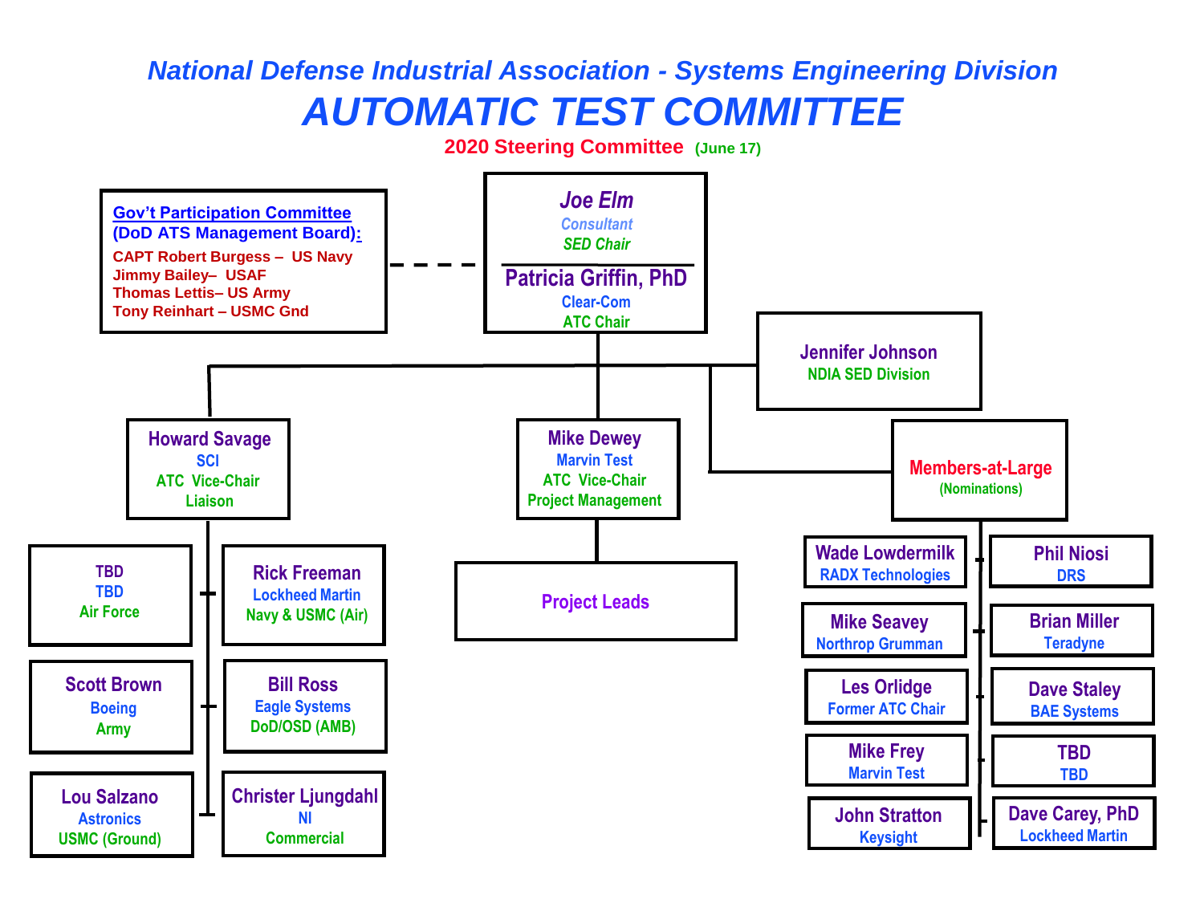*National Defense Industrial Association - Systems Engineering Division*

# *AUTOMATIC TEST COMMITTEE*

**2020 Steering Committee** (June 17)

**Gov't Participation Committee (DoD ATS Management Board):**
- CAPT Robert Burgess – US Navy
- Jimmy Bailey– USAF
- Thomas Lettis– US Army
- Tony Reinhart – USMC Gnd

***Joe Elm***
*Consultant*
*SED Chair*

**Patricia Griffin, PhD**
Clear-Com
ATC Chair

**Jennifer Johnson**
NDIA SED Division

**Howard Savage**
SCI
ATC Vice-Chair
Liaison

- **TBD** – TBD – Air Force
- **Rick Freeman** – Lockheed Martin – Navy & USMC (Air)
- **Scott Brown** – Boeing – Army
- **Bill Ross** – Eagle Systems – DoD/OSD (AMB)
- **Lou Salzano** – Astronics – USMC (Ground)
- **Christer Ljungdahl** – NI – Commercial

**Mike Dewey**
Marvin Test
ATC Vice-Chair
Project Management

- **Project Leads**

**Members-at-Large**
(Nominations)

- **Wade Lowdermilk** – RADX Technologies
- **Phil Niosi** – DRS
- **Mike Seavey** – Northrop Grumman
- **Brian Miller** – Teradyne
- **Les Orlidge** – Former ATC Chair
- **Dave Staley** – BAE Systems
- **Mike Frey** – Marvin Test
- **TBD** – TBD
- **John Stratton** – Keysight
- **Dave Carey, PhD** – Lockheed Martin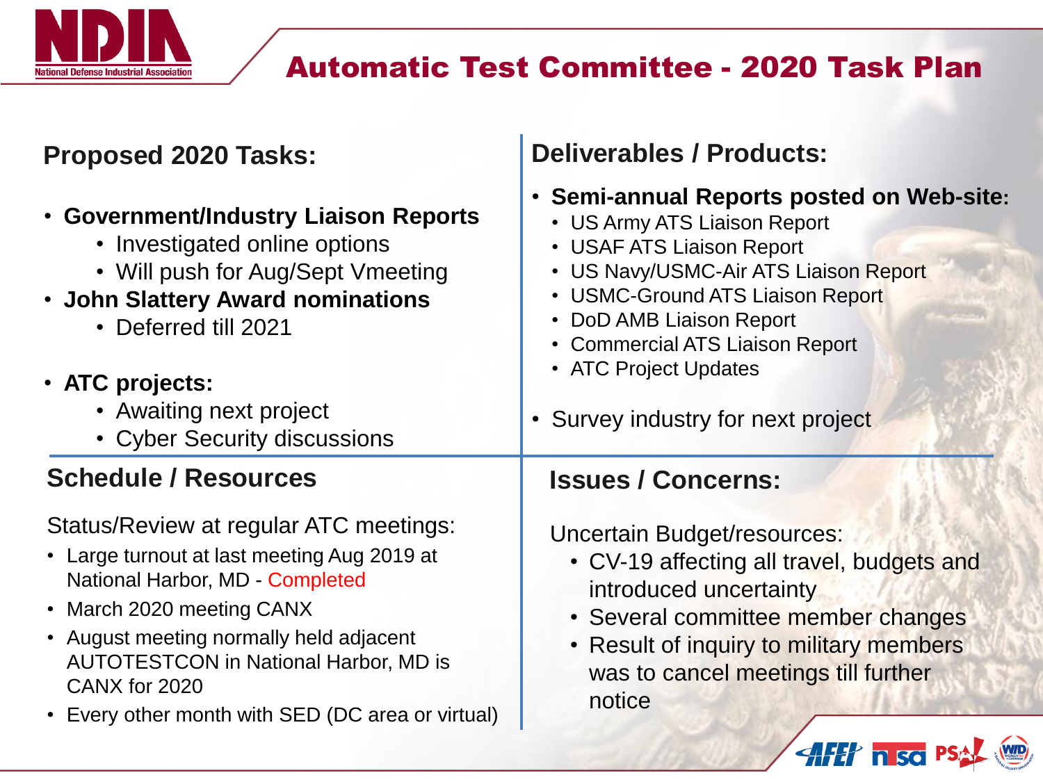# Automatic Test Committee - 2020 Task Plan

## Proposed 2020 Tasks:

- **Government/Industry Liaison Reports**
  - Investigated online options
  - Will push for Aug/Sept Vmeeting
- **John Slattery Award nominations**
  - Deferred till 2021
- **ATC projects:**
  - Awaiting next project
  - Cyber Security discussions

## Deliverables / Products:

- **Semi-annual Reports posted on Web-site:**
  - US Army ATS Liaison Report
  - USAF ATS Liaison Report
  - US Navy/USMC-Air ATS Liaison Report
  - USMC-Ground ATS Liaison Report
  - DoD AMB Liaison Report
  - Commercial ATS Liaison Report
  - ATC Project Updates
- Survey industry for next project

## Schedule / Resources

Status/Review at regular ATC meetings:

- Large turnout at last meeting Aug 2019 at National Harbor, MD - Completed
- March 2020 meeting CANX
- August meeting normally held adjacent AUTOTESTCON in National Harbor, MD is CANX for 2020
- Every other month with SED (DC area or virtual)

## Issues / Concerns:

Uncertain Budget/resources:

- CV-19 affecting all travel, budgets and introduced uncertainty
- Several committee member changes
- Result of inquiry to military members was to cancel meetings till further notice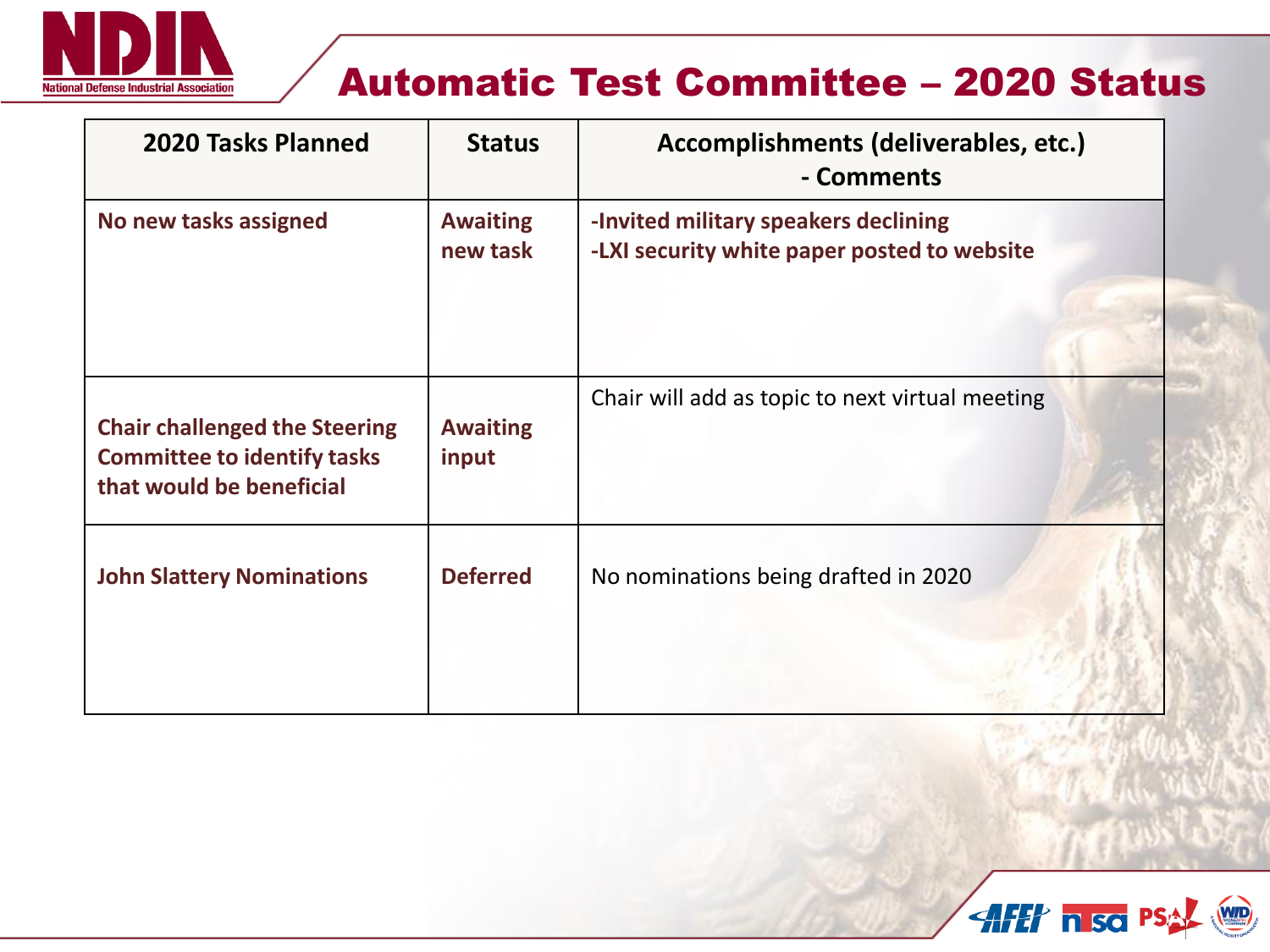# Automatic Test Committee – 2020 Status

| 2020 Tasks Planned | Status | Accomplishments (deliverables, etc.) - Comments |
|---|---|---|
| No new tasks assigned | Awaiting new task | -Invited military speakers declining<br>-LXI security white paper posted to website |
| Chair challenged the Steering Committee to identify tasks that would be beneficial | Awaiting input | Chair will add as topic to next virtual meeting |
| John Slattery Nominations | Deferred | No nominations being drafted in 2020 |